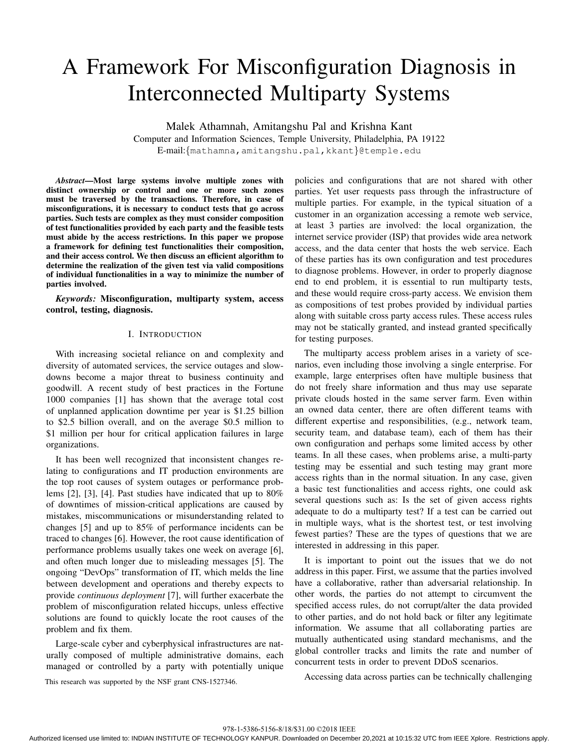# A Framework For Misconfiguration Diagnosis in Interconnected Multiparty Systems

Malek Athamnah, Amitangshu Pal and Krishna Kant
Computer and Information Sciences, Temple University, Philadelphia, PA 19122
E-mail:{mathamna,amitangshu.pal,kkant}@temple.edu

***Abstract*—Most large systems involve multiple zones with distinct ownership or control and one or more such zones must be traversed by the transactions. Therefore, in case of misconfigurations, it is necessary to conduct tests that go across parties. Such tests are complex as they must consider composition of test functionalities provided by each party and the feasible tests must abide by the access restrictions. In this paper we propose a framework for defining test functionalities their composition, and their access control. We then discuss an efficient algorithm to determine the realization of the given test via valid compositions of individual functionalities in a way to minimize the number of parties involved.**

***Keywords:*** **Misconfiguration, multiparty system, access control, testing, diagnosis.**

## I. Introduction

With increasing societal reliance on and complexity and diversity of automated services, the service outages and slowdowns become a major threat to business continuity and goodwill. A recent study of best practices in the Fortune 1000 companies [1] has shown that the average total cost of unplanned application downtime per year is $1.25 billion to $2.5 billion overall, and on the average $0.5 million to $1 million per hour for critical application failures in large organizations.

It has been well recognized that inconsistent changes relating to configurations and IT production environments are the top root causes of system outages or performance problems [2], [3], [4]. Past studies have indicated that up to 80% of downtimes of mission-critical applications are caused by mistakes, miscommunications or misunderstanding related to changes [5] and up to 85% of performance incidents can be traced to changes [6]. However, the root cause identification of performance problems usually takes one week on average [6], and often much longer due to misleading messages [5]. The ongoing "DevOps" transformation of IT, which melds the line between development and operations and thereby expects to provide *continuous deployment* [7], will further exacerbate the problem of misconfiguration related hiccups, unless effective solutions are found to quickly locate the root causes of the problem and fix them.

Large-scale cyber and cyberphysical infrastructures are naturally composed of multiple administrative domains, each managed or controlled by a party with potentially unique policies and configurations that are not shared with other parties. Yet user requests pass through the infrastructure of multiple parties. For example, in the typical situation of a customer in an organization accessing a remote web service, at least 3 parties are involved: the local organization, the internet service provider (ISP) that provides wide area network access, and the data center that hosts the web service. Each of these parties has its own configuration and test procedures to diagnose problems. However, in order to properly diagnose end to end problem, it is essential to run multiparty tests, and these would require cross-party access. We envision them as compositions of test probes provided by individual parties along with suitable cross party access rules. These access rules may not be statically granted, and instead granted specifically for testing purposes.

The multiparty access problem arises in a variety of scenarios, even including those involving a single enterprise. For example, large enterprises often have multiple business that do not freely share information and thus may use separate private clouds hosted in the same server farm. Even within an owned data center, there are often different teams with different expertise and responsibilities, (e.g., network team, security team, and database team), each of them has their own configuration and perhaps some limited access by other teams. In all these cases, when problems arise, a multi-party testing may be essential and such testing may grant more access rights than in the normal situation. In any case, given a basic test functionalities and access rights, one could ask several questions such as: Is the set of given access rights adequate to do a multiparty test? If a test can be carried out in multiple ways, what is the shortest test, or test involving fewest parties? These are the types of questions that we are interested in addressing in this paper.

It is important to point out the issues that we do not address in this paper. First, we assume that the parties involved have a collaborative, rather than adversarial relationship. In other words, the parties do not attempt to circumvent the specified access rules, do not corrupt/alter the data provided to other parties, and do not hold back or filter any legitimate information. We assume that all collaborating parties are mutually authenticated using standard mechanisms, and the global controller tracks and limits the rate and number of concurrent tests in order to prevent DDoS scenarios.

Accessing data across parties can be technically challenging

This research was supported by the NSF grant CNS-1527346.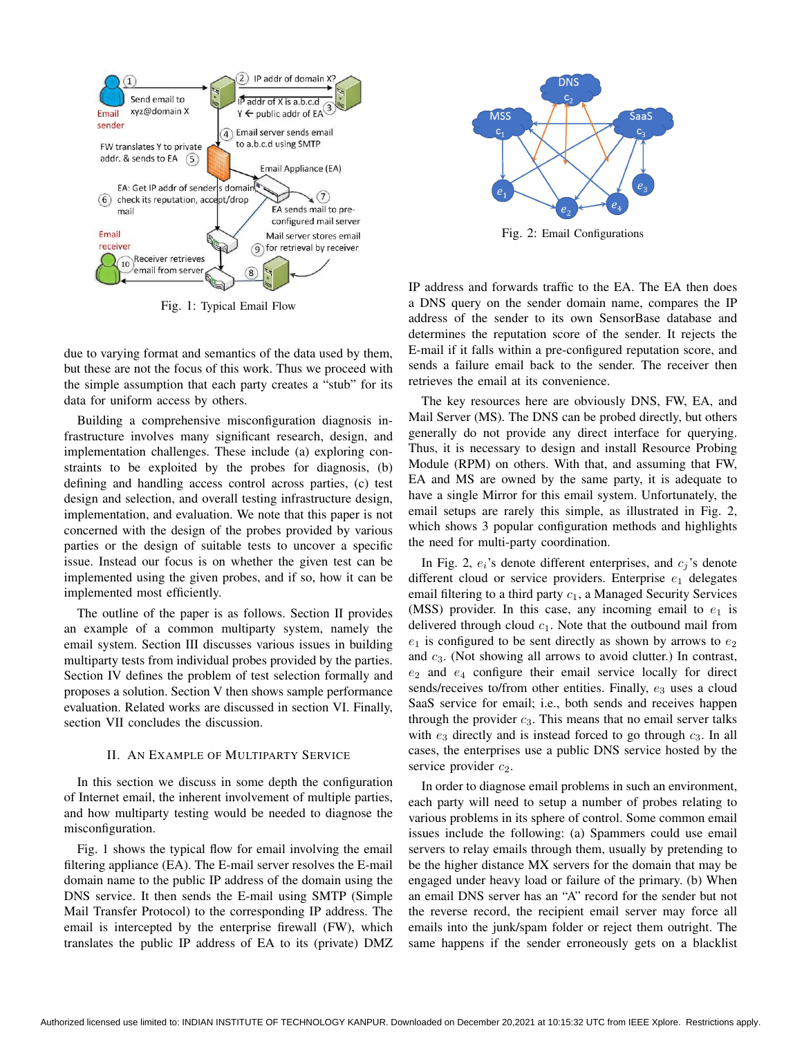Fig. 1: Typical Email Flow

due to varying format and semantics of the data used by them, but these are not the focus of this work. Thus we proceed with the simple assumption that each party creates a "stub" for its data for uniform access by others.

Building a comprehensive misconfiguration diagnosis infrastructure involves many significant research, design, and implementation challenges. These include (a) exploring constraints to be exploited by the probes for diagnosis, (b) defining and handling access control across parties, (c) test design and selection, and overall testing infrastructure design, implementation, and evaluation. We note that this paper is not concerned with the design of the probes provided by various parties or the design of suitable tests to uncover a specific issue. Instead our focus is on whether the given test can be implemented using the given probes, and if so, how it can be implemented most efficiently.

The outline of the paper is as follows. Section II provides an example of a common multiparty system, namely the email system. Section III discusses various issues in building multiparty tests from individual probes provided by the parties. Section IV defines the problem of test selection formally and proposes a solution. Section V then shows sample performance evaluation. Related works are discussed in section VI. Finally, section VII concludes the discussion.

## II. An Example of Multiparty Service

In this section we discuss in some depth the configuration of Internet email, the inherent involvement of multiple parties, and how multiparty testing would be needed to diagnose the misconfiguration.

Fig. 1 shows the typical flow for email involving the email filtering appliance (EA). The E-mail server resolves the E-mail domain name to the public IP address of the domain using the DNS service. It then sends the E-mail using SMTP (Simple Mail Transfer Protocol) to the corresponding IP address. The email is intercepted by the enterprise firewall (FW), which translates the public IP address of EA to its (private) DMZ IP address and forwards traffic to the EA. The EA then does a DNS query on the sender domain name, compares the IP address of the sender to its own SensorBase database and determines the reputation score of the sender. It rejects the E-mail if it falls within a pre-configured reputation score, and sends a failure email back to the sender. The receiver then retrieves the email at its convenience.

Fig. 2: Email Configurations

The key resources here are obviously DNS, FW, EA, and Mail Server (MS). The DNS can be probed directly, but others generally do not provide any direct interface for querying. Thus, it is necessary to design and install Resource Probing Module (RPM) on others. With that, and assuming that FW, EA and MS are owned by the same party, it is adequate to have a single Mirror for this email system. Unfortunately, the email setups are rarely this simple, as illustrated in Fig. 2, which shows 3 popular configuration methods and highlights the need for multi-party coordination.

In Fig. 2, $e_i$'s denote different enterprises, and $c_j$'s denote different cloud or service providers. Enterprise $e_1$ delegates email filtering to a third party $c_1$, a Managed Security Services (MSS) provider. In this case, any incoming email to $e_1$ is delivered through cloud $c_1$. Note that the outbound mail from $e_1$ is configured to be sent directly as shown by arrows to $e_2$ and $c_3$. (Not showing all arrows to avoid clutter.) In contrast, $e_2$ and $e_4$ configure their email service locally for direct sends/receives to/from other entities. Finally, $e_3$ uses a cloud SaaS service for email; i.e., both sends and receives happen through the provider $c_3$. This means that no email server talks with $e_3$ directly and is instead forced to go through $c_3$. In all cases, the enterprises use a public DNS service hosted by the service provider $c_2$.

In order to diagnose email problems in such an environment, each party will need to setup a number of probes relating to various problems in its sphere of control. Some common email issues include the following: (a) Spammers could use email servers to relay emails through them, usually by pretending to be the higher distance MX servers for the domain that may be engaged under heavy load or failure of the primary. (b) When an email DNS server has an "A" record for the sender but not the reverse record, the recipient email server may force all emails into the junk/spam folder or reject them outright. The same happens if the sender erroneously gets on a blacklist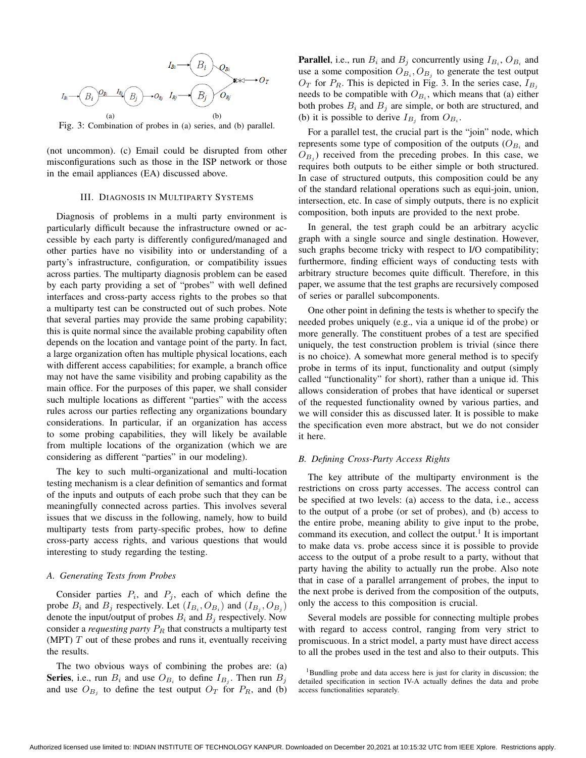$I_{Bi}$ → $B_i$ → $O_{Bi}$ $I_{Bj}$ → $B_j$ → $O_{Bj}$

(a)

$I_{Bi}$ → $B_i$ → $O_{Bi}$
$I_{Bj}$ → $B_j$ → $O_{Bj}$
→ $O_T$

(b)

Fig. 3: Combination of probes in (a) series, and (b) parallel.

(not uncommon). (c) Email could be disrupted from other misconfigurations such as those in the ISP network or those in the email appliances (EA) discussed above.

## III. Diagnosis in Multiparty Systems

Diagnosis of problems in a multi party environment is particularly difficult because the infrastructure owned or accessible by each party is differently configured/managed and other parties have no visibility into or understanding of a party's infrastructure, configuration, or compatibility issues across parties. The multiparty diagnosis problem can be eased by each party providing a set of "probes" with well defined interfaces and cross-party access rights to the probes so that a multiparty test can be constructed out of such probes. Note that several parties may provide the same probing capability; this is quite normal since the available probing capability often depends on the location and vantage point of the party. In fact, a large organization often has multiple physical locations, each with different access capabilities; for example, a branch office may not have the same visibility and probing capability as the main office. For the purposes of this paper, we shall consider such multiple locations as different "parties" with the access rules across our parties reflecting any organizations boundary considerations. In particular, if an organization has access to some probing capabilities, they will likely be available from multiple locations of the organization (which we are considering as different "parties" in our modeling).

The key to such multi-organizational and multi-location testing mechanism is a clear definition of semantics and format of the inputs and outputs of each probe such that they can be meaningfully connected across parties. This involves several issues that we discuss in the following, namely, how to build multiparty tests from party-specific probes, how to define cross-party access rights, and various questions that would interesting to study regarding the testing.

### A. Generating Tests from Probes

Consider parties $P_i$, and $P_j$, each of which define the probe $B_i$ and $B_j$ respectively. Let $(I_{B_i}, O_{B_i})$ and $(I_{B_j}, O_{B_j})$ denote the input/output of probes $B_i$ and $B_j$ respectively. Now consider a *requesting party* $P_R$ that constructs a multiparty test (MPT) $T$ out of these probes and runs it, eventually receiving the results.

The two obvious ways of combining the probes are: (a) **Series**, i.e., run $B_i$ and use $O_{B_i}$ to define $I_{B_j}$. Then run $B_j$ and use $O_{B_j}$ to define the test output $O_T$ for $P_R$, and (b) **Parallel**, i.e., run $B_i$ and $B_j$ concurrently using $I_{B_i}$, $O_{B_i}$ and use a some composition $O_{B_i}, O_{B_j}$ to generate the test output $O_T$ for $P_R$. This is depicted in Fig. 3. In the series case, $I_{B_j}$ needs to be compatible with $O_{B_i}$, which means that (a) either both probes $B_i$ and $B_j$ are simple, or both are structured, and (b) it is possible to derive $I_{B_j}$ from $O_{B_i}$.

For a parallel test, the crucial part is the "join" node, which represents some type of composition of the outputs ($O_{B_i}$ and $O_{B_j}$) received from the preceding probes. In this case, we requires both outputs to be either simple or both structured. In case of structured outputs, this composition could be any of the standard relational operations such as equi-join, union, intersection, etc. In case of simply outputs, there is no explicit composition, both inputs are provided to the next probe.

In general, the test graph could be an arbitrary acyclic graph with a single source and single destination. However, such graphs become tricky with respect to I/O compatibility; furthermore, finding efficient ways of conducting tests with arbitrary structure becomes quite difficult. Therefore, in this paper, we assume that the test graphs are recursively composed of series or parallel subcomponents.

One other point in defining the tests is whether to specify the needed probes uniquely (e.g., via a unique id of the probe) or more generally. The constituent probes of a test are specified uniquely, the test construction problem is trivial (since there is no choice). A somewhat more general method is to specify probe in terms of its input, functionality and output (simply called "functionality" for short), rather than a unique id. This allows consideration of probes that have identical or superset of the requested functionality owned by various parties, and we will consider this as discussed later. It is possible to make the specification even more abstract, but we do not consider it here.

### B. Defining Cross-Party Access Rights

The key attribute of the multiparty environment is the restrictions on cross party accesses. The access control can be specified at two levels: (a) access to the data, i.e., access to the output of a probe (or set of probes), and (b) access to the entire probe, meaning ability to give input to the probe, command its execution, and collect the output.[1] It is important to make data vs. probe access since it is possible to provide access to the output of a probe result to a party, without that party having the ability to actually run the probe. Also note that in case of a parallel arrangement of probes, the input to the next probe is derived from the composition of the outputs, only the access to this composition is crucial.

Several models are possible for connecting multiple probes with regard to access control, ranging from very strict to promiscuous. In a strict model, a party must have direct access to all the probes used in the test and also to their outputs. This

[1] Bundling probe and data access here is just for clarity in discussion; the detailed specification in section IV-A actually defines the data and probe access functionalities separately.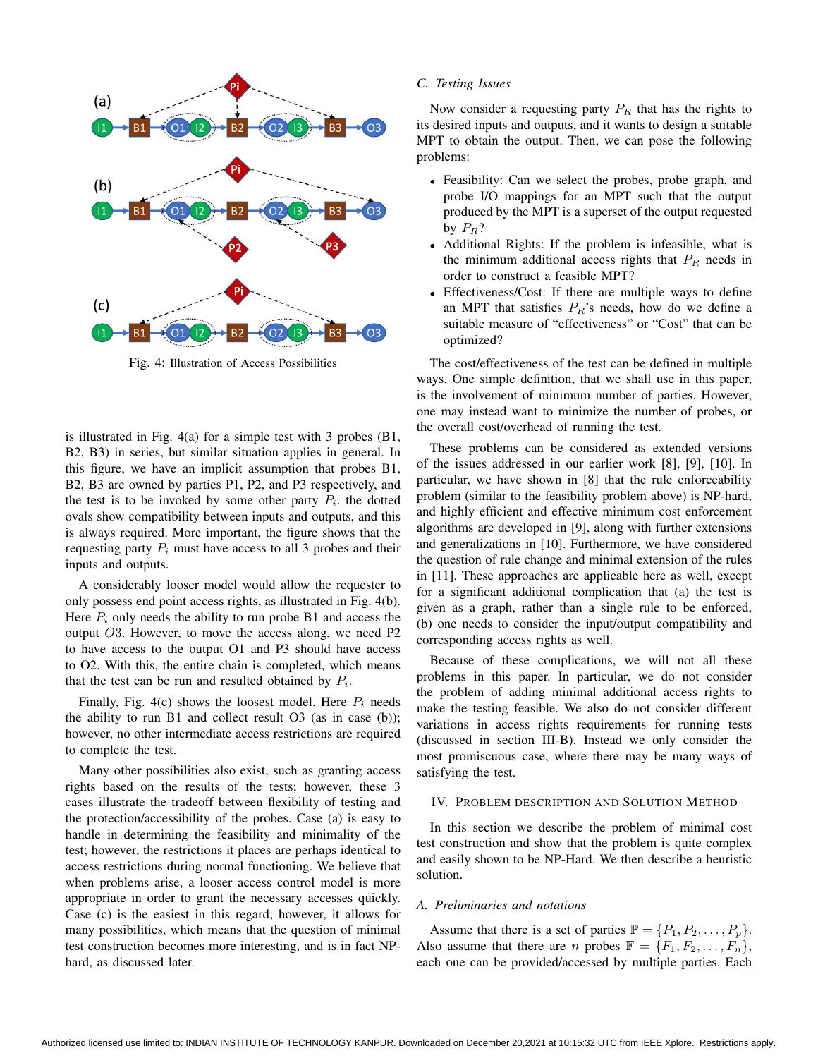Fig. 4: Illustration of Access Possibilities

is illustrated in Fig. 4(a) for a simple test with 3 probes (B1, B2, B3) in series, but similar situation applies in general. In this figure, we have an implicit assumption that probes B1, B2, B3 are owned by parties P1, P2, and P3 respectively, and the test is to be invoked by some other party $P_i$. the dotted ovals show compatibility between inputs and outputs, and this is always required. More important, the figure shows that the requesting party $P_i$ must have access to all 3 probes and their inputs and outputs.

A considerably looser model would allow the requester to only possess end point access rights, as illustrated in Fig. 4(b). Here $P_i$ only needs the ability to run probe B1 and access the output $O3$. However, to move the access along, we need P2 to have access to the output O1 and P3 should have access to O2. With this, the entire chain is completed, which means that the test can be run and resulted obtained by $P_i$.

Finally, Fig. 4(c) shows the loosest model. Here $P_i$ needs the ability to run B1 and collect result O3 (as in case (b)); however, no other intermediate access restrictions are required to complete the test.

Many other possibilities also exist, such as granting access rights based on the results of the tests; however, these 3 cases illustrate the tradeoff between flexibility of testing and the protection/accessibility of the probes. Case (a) is easy to handle in determining the feasibility and minimality of the test; however, the restrictions it places are perhaps identical to access restrictions during normal functioning. We believe that when problems arise, a looser access control model is more appropriate in order to grant the necessary accesses quickly. Case (c) is the easiest in this regard; however, it allows for many possibilities, which means that the question of minimal test construction becomes more interesting, and is in fact NP-hard, as discussed later.

### C. Testing Issues

Now consider a requesting party $P_R$ that has the rights to its desired inputs and outputs, and it wants to design a suitable MPT to obtain the output. Then, we can pose the following problems:

- Feasibility: Can we select the probes, probe graph, and probe I/O mappings for an MPT such that the output produced by the MPT is a superset of the output requested by $P_R$?
- Additional Rights: If the problem is infeasible, what is the minimum additional access rights that $P_R$ needs in order to construct a feasible MPT?
- Effectiveness/Cost: If there are multiple ways to define an MPT that satisfies $P_R$'s needs, how do we define a suitable measure of "effectiveness" or "Cost" that can be optimized?

The cost/effectiveness of the test can be defined in multiple ways. One simple definition, that we shall use in this paper, is the involvement of minimum number of parties. However, one may instead want to minimize the number of probes, or the overall cost/overhead of running the test.

These problems can be considered as extended versions of the issues addressed in our earlier work [8], [9], [10]. In particular, we have shown in [8] that the rule enforceability problem (similar to the feasibility problem above) is NP-hard, and highly efficient and effective minimum cost enforcement algorithms are developed in [9], along with further extensions and generalizations in [10]. Furthermore, we have considered the question of rule change and minimal extension of the rules in [11]. These approaches are applicable here as well, except for a significant additional complication that (a) the test is given as a graph, rather than a single rule to be enforced, (b) one needs to consider the input/output compatibility and corresponding access rights as well.

Because of these complications, we will not all these problems in this paper. In particular, we do not consider the problem of adding minimal additional access rights to make the testing feasible. We also do not consider different variations in access rights requirements for running tests (discussed in section III-B). Instead we only consider the most promiscuous case, where there may be many ways of satisfying the test.

## IV. Problem Description and Solution Method

In this section we describe the problem of minimal cost test construction and show that the problem is quite complex and easily shown to be NP-Hard. We then describe a heuristic solution.

### A. Preliminaries and notations

Assume that there is a set of parties $\mathbb{P} = \{P_1, P_2, \ldots, P_p\}$. Also assume that there are $n$ probes $\mathbb{F} = \{F_1, F_2, \ldots, F_n\}$, each one can be provided/accessed by multiple parties. Each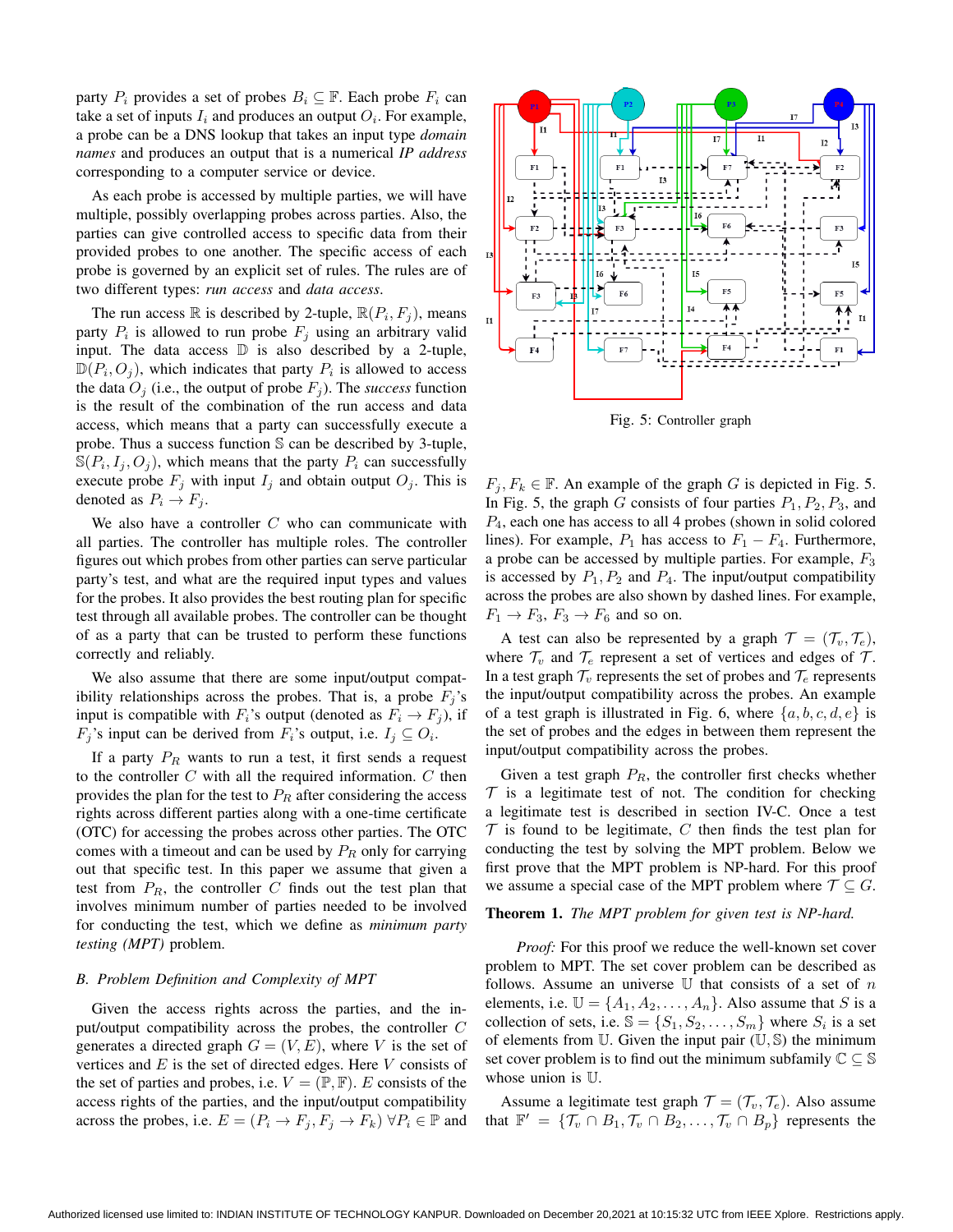party $P_i$ provides a set of probes $B_i \subseteq \mathbb{F}$. Each probe $F_i$ can take a set of inputs $I_i$ and produces an output $O_i$. For example, a probe can be a DNS lookup that takes an input type *domain names* and produces an output that is a numerical *IP address* corresponding to a computer service or device.

As each probe is accessed by multiple parties, we will have multiple, possibly overlapping probes across parties. Also, the parties can give controlled access to specific data from their provided probes to one another. The specific access of each probe is governed by an explicit set of rules. The rules are of two different types: *run access* and *data access*.

The run access $\mathbb{R}$ is described by 2-tuple, $\mathbb{R}(P_i, F_j)$, means party $P_i$ is allowed to run probe $F_j$ using an arbitrary valid input. The data access $\mathbb{D}$ is also described by a 2-tuple, $\mathbb{D}(P_i, O_j)$, which indicates that party $P_i$ is allowed to access the data $O_j$ (i.e., the output of probe $F_j$). The *success* function is the result of the combination of the run access and data access, which means that a party can successfully execute a probe. Thus a success function $\mathbb{S}$ can be described by a 3-tuple, $\mathbb{S}(P_i, I_j, O_j)$, which means that the party $P_i$ can successfully execute probe $F_j$ with input $I_j$ and obtain output $O_j$. This is denoted as $P_i \rightarrow F_j$.

We also have a controller $C$ who can communicate with all parties. The controller has multiple roles. The controller figures out which probes from other parties can serve particular party's test, and what are the required input types and values for the probes. It also provides the best routing plan for specific test through all available probes. The controller can be thought of as a party that can be trusted to perform these functions correctly and reliably.

We also assume that there are some input/output compatibility relationships across the probes. That is, a probe $F_j$'s input is compatible with $F_i$'s output (denoted as $F_i \rightarrow F_j$), if $F_j$'s input can be derived from $F_i$'s output, i.e. $I_j \subseteq O_i$.

If a party $P_R$ wants to run a test, it first sends a request to the controller $C$ with all the required information. $C$ then provides the plan for the test to $P_R$ after considering the access rights across different parties along with a one-time certificate (OTC) for accessing the probes across other parties. The OTC comes with a timeout and can be used by $P_R$ only for carrying out that specific test. In this paper we assume that given a test from $P_R$, the controller $C$ finds out the test plan that involves minimum number of parties needed to be involved for conducting the test, which we define as *minimum party testing (MPT)* problem.

### *B. Problem Definition and Complexity of MPT*

Given the access rights across the parties, and the input/output compatibility across the probes, the controller $C$ generates a directed graph $G = (V, E)$, where $V$ is the set of vertices and $E$ is the set of directed edges. Here $V$ consists of the set of parties and probes, i.e. $V = (\mathbb{P}, \mathbb{F})$. $E$ consists of the access rights of the parties, and the input/output compatibility across the probes, i.e. $E = (P_i \rightarrow F_j, F_j \rightarrow F_k)\ \forall P_i \in \mathbb{P}$ and $F_j, F_k \in \mathbb{F}$. An example of the graph $G$ is depicted in Fig. 5. In Fig. 5, the graph $G$ consists of four parties $P_1, P_2, P_3$, and $P_4$, each one has access to all 4 probes (shown in solid colored lines). For example, $P_1$ has access to $F_1 - F_4$. Furthermore, a probe can be accessed by multiple parties. For example, $F_3$ is accessed by $P_1, P_2$ and $P_4$. The input/output compatibility across the probes are also shown by dashed lines. For example, $F_1 \rightarrow F_3$, $F_3 \rightarrow F_6$ and so on.

Fig. 5: Controller graph

A test can also be represented by a graph $\mathcal{T} = (\mathcal{T}_v, \mathcal{T}_e)$, where $\mathcal{T}_v$ and $\mathcal{T}_e$ represent a set of vertices and edges of $\mathcal{T}$. In a test graph $\mathcal{T}_v$ represents the set of probes and $\mathcal{T}_e$ represents the input/output compatibility across the probes. An example of a test graph is illustrated in Fig. 6, where $\{a, b, c, d, e\}$ is the set of probes and the edges in between them represent the input/output compatibility across the probes.

Given a test graph $P_R$, the controller first checks whether $\mathcal{T}$ is a legitimate test of not. The condition for checking a legitimate test is described in section IV-C. Once a test $\mathcal{T}$ is found to be legitimate, $C$ then finds the test plan for conducting the test by solving the MPT problem. Below we first prove that the MPT problem is NP-hard. For this proof we assume a special case of the MPT problem where $\mathcal{T} \subseteq G$.

**Theorem 1.** *The MPT problem for given test is NP-hard.*

*Proof:* For this proof we reduce the well-known set cover problem to MPT. The set cover problem can be described as follows. Assume an universe $\mathbb{U}$ that consists of a set of $n$ elements, i.e. $\mathbb{U} = \{A_1, A_2, \ldots, A_n\}$. Also assume that $S$ is a collection of sets, i.e. $\mathbb{S} = \{S_1, S_2, \ldots, S_m\}$ where $S_i$ is a set of elements from $\mathbb{U}$. Given the input pair $(\mathbb{U}, \mathbb{S})$ the minimum set cover problem is to find out the minimum subfamily $\mathbb{C} \subseteq \mathbb{S}$ whose union is $\mathbb{U}$.

Assume a legitimate test graph $\mathcal{T} = (\mathcal{T}_v, \mathcal{T}_e)$. Also assume that $\mathbb{F}' = \{\mathcal{T}_v \cap B_1, \mathcal{T}_v \cap B_2, \ldots, \mathcal{T}_v \cap B_p\}$ represents the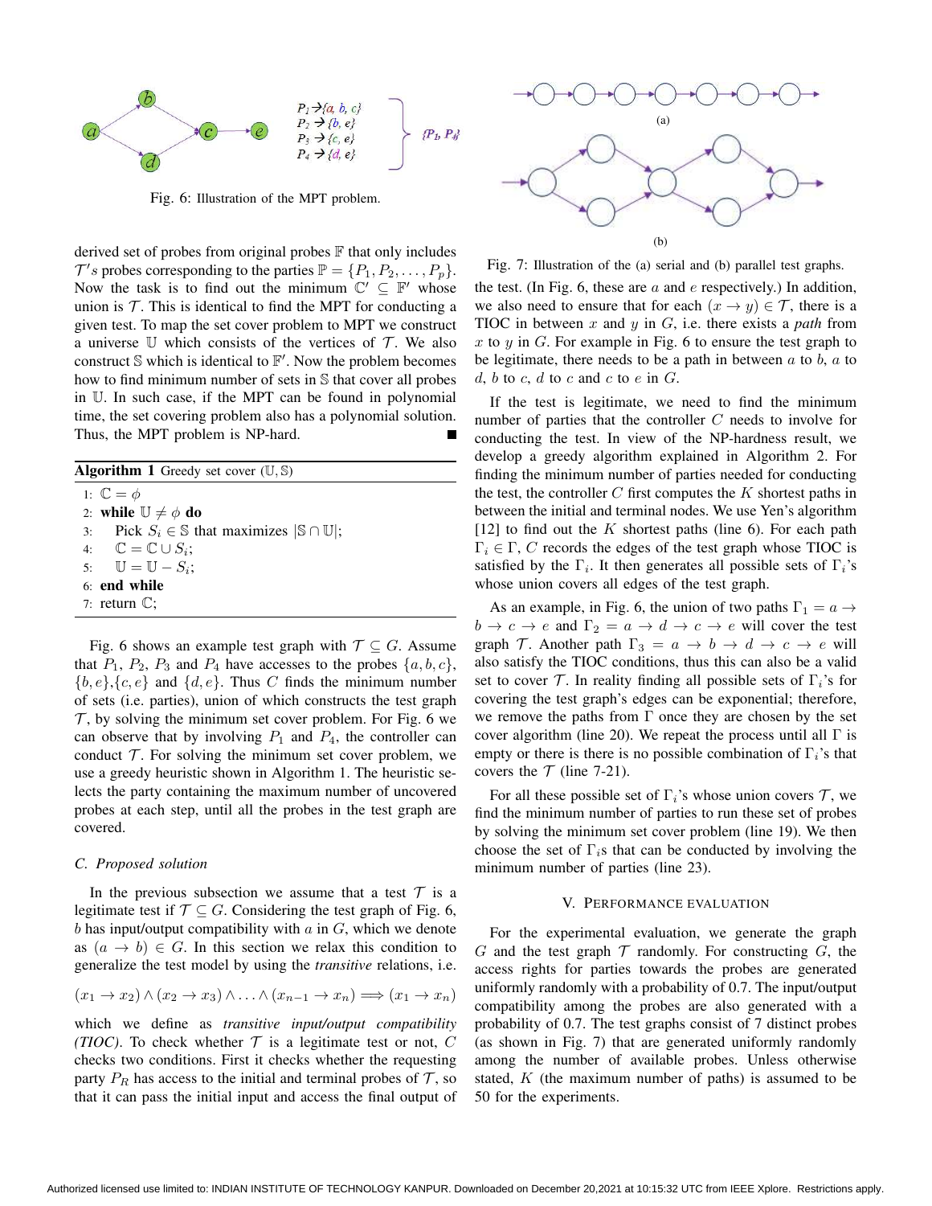Fig. 6: Illustration of the MPT problem.

derived set of probes from original probes $\mathbb{F}$ that only includes $\mathcal{T}'s$ probes corresponding to the parties $\mathbb{P} = \{P_1, P_2, \ldots, P_p\}$. Now the task is to find out the minimum $\mathbb{C}' \subseteq \mathbb{F}'$ whose union is $\mathcal{T}$. This is identical to find the MPT for conducting a given test. To map the set cover problem to MPT we construct a universe $\mathbb{U}$ which consists of the vertices of $\mathcal{T}$. We also construct $\mathbb{S}$ which is identical to $\mathbb{F}'$. Now the problem becomes how to find minimum number of sets in $\mathbb{S}$ that cover all probes in $\mathbb{U}$. In such case, if the MPT can be found in polynomial time, the set covering problem also has a polynomial solution. Thus, the MPT problem is NP-hard. ■

**Algorithm 1** Greedy set cover ($\mathbb{U}, \mathbb{S}$)

```
1: C = ϕ
2: while U ≠ ϕ do
3:    Pick S_i ∈ S that maximizes |S ∩ U|;
4:    C = C ∪ S_i;
5:    U = U − S_i;
6: end while
7: return C;
```

Fig. 6 shows an example test graph with $\mathcal{T} \subseteq G$. Assume that $P_1$, $P_2$, $P_3$ and $P_4$ have accesses to the probes $\{a, b, c\}$, $\{b, e\}$,$\{c, e\}$ and $\{d, e\}$. Thus $C$ finds the minimum number of sets (i.e. parties), union of which constructs the test graph $\mathcal{T}$, by solving the minimum set cover problem. For Fig. 6 we can observe that by involving $P_1$ and $P_4$, the controller can conduct $\mathcal{T}$. For solving the minimum set cover problem, we use a greedy heuristic shown in Algorithm 1. The heuristic selects the party containing the maximum number of uncovered probes at each step, until all the probes in the test graph are covered.

### C. Proposed solution

In the previous subsection we assume that a test $\mathcal{T}$ is a legitimate test if $\mathcal{T} \subseteq G$. Considering the test graph of Fig. 6, $b$ has input/output compatibility with $a$ in $G$, which we denote as $(a \rightarrow b) \in G$. In this section we relax this condition to generalize the test model by using the *transitive* relations, i.e.

$$(x_1 \rightarrow x_2) \wedge (x_2 \rightarrow x_3) \wedge \ldots \wedge (x_{n-1} \rightarrow x_n) \Longrightarrow (x_1 \rightarrow x_n)$$

which we define as *transitive input/output compatibility (TIOC)*. To check whether $\mathcal{T}$ is a legitimate test or not, $C$ checks two conditions. First it checks whether the requesting party $P_R$ has access to the initial and terminal probes of $\mathcal{T}$, so that it can pass the initial input and access the final output of the test. (In Fig. 6, these are $a$ and $e$ respectively.) In addition, we also need to ensure that for each $(x \rightarrow y) \in \mathcal{T}$, there is a TIOC in between $x$ and $y$ in $G$, i.e. there exists a *path* from $x$ to $y$ in $G$. For example in Fig. 6 to ensure the test graph to be legitimate, there needs to be a path in between $a$ to $b$, $a$ to $d$, $b$ to $c$, $d$ to $c$ and $c$ to $e$ in $G$.

(a)

(b)

Fig. 7: Illustration of the (a) serial and (b) parallel test graphs.

If the test is legitimate, we need to find the minimum number of parties that the controller $C$ needs to involve for conducting the test. In view of the NP-hardness result, we develop a greedy algorithm explained in Algorithm 2. For finding the minimum number of parties needed for conducting the test, the controller $C$ first computes the $K$ shortest paths in between the initial and terminal nodes. We use Yen's algorithm [12] to find out the $K$ shortest paths (line 6). For each path $\Gamma_i \in \Gamma$, $C$ records the edges of the test graph whose TIOC is satisfied by the $\Gamma_i$. It then generates all possible sets of $\Gamma_i$'s whose union covers all edges of the test graph.

As an example, in Fig. 6, the union of two paths $\Gamma_1 = a \rightarrow b \rightarrow c \rightarrow e$ and $\Gamma_2 = a \rightarrow d \rightarrow c \rightarrow e$ will cover the test graph $\mathcal{T}$. Another path $\Gamma_3 = a \rightarrow b \rightarrow d \rightarrow c \rightarrow e$ will also satisfy the TIOC conditions, thus this can also be a valid set to cover $\mathcal{T}$. In reality finding all possible sets of $\Gamma_i$'s for covering the test graph's edges can be exponential; therefore, we remove the paths from $\Gamma$ once they are chosen by the set cover algorithm (line 20). We repeat the process until all $\Gamma$ is empty or there is there is no possible combination of $\Gamma_i$'s that covers the $\mathcal{T}$ (line 7-21).

For all these possible set of $\Gamma_i$'s whose union covers $\mathcal{T}$, we find the minimum number of parties to run these set of probes by solving the minimum set cover problem (line 19). We then choose the set of $\Gamma_i$s that can be conducted by involving the minimum number of parties (line 23).

## V. Performance Evaluation

For the experimental evaluation, we generate the graph $G$ and the test graph $\mathcal{T}$ randomly. For constructing $G$, the access rights for parties towards the probes are generated uniformly randomly with a probability of 0.7. The input/output compatibility among the probes are also generated with a probability of 0.7. The test graphs consist of 7 distinct probes (as shown in Fig. 7) that are generated uniformly randomly among the number of available probes. Unless otherwise stated, $K$ (the maximum number of paths) is assumed to be 50 for the experiments.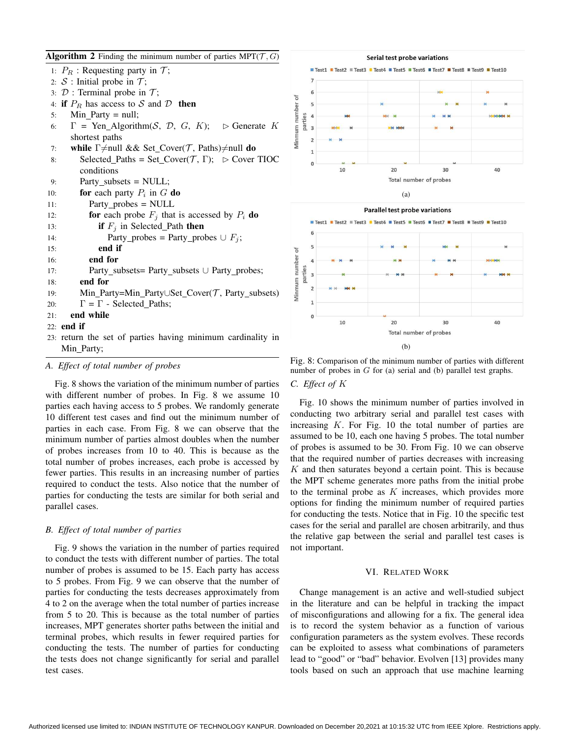**Algorithm 2** Finding the minimum number of parties MPT($\mathcal{T}, G$)

```
1:  P_R : Requesting party in T;
2:  S : Initial probe in T;
3:  D : Terminal probe in T;
4:  if P_R has access to S and D then
5:     Min_Party = null;
6:     Γ = Yen_Algorithm(S, D, G, K);    ▷ Generate K shortest paths
7:     while Γ≠null && Set_Cover(T, Paths)≠null do
8:        Selected_Paths = Set_Cover(T, Γ);    ▷ Cover TIOC conditions
9:        Party_subsets = NULL;
10:       for each party P_i in G do
11:          Party_probes = NULL
12:          for each probe F_j that is accessed by P_i do
13:             if F_j in Selected_Path then
14:                Party_probes = Party_probes ∪ F_j;
15:             end if
16:          end for
17:          Party_subsets= Party_subsets ∪ Party_probes;
18:       end for
19:       Min_Party=Min_Party∪Set_Cover(T, Party_subsets)
20:       Γ = Γ - Selected_Paths;
21:    end while
22: end if
23: return the set of parties having minimum cardinality in Min_Party;
```

### A. Effect of total number of probes

Fig. 8 shows the variation of the minimum number of parties with different number of probes. In Fig. 8 we assume 10 parties each having access to 5 probes. We randomly generate 10 different test cases and find out the minimum number of parties in each case. From Fig. 8 we can observe that the minimum number of parties almost doubles when the number of probes increases from 10 to 40. This is because as the total number of probes increases, each probe is accessed by fewer parties. This results in an increasing number of parties required to conduct the tests. Also notice that the number of parties for conducting the tests are similar for both serial and parallel cases.

### B. Effect of total number of parties

Fig. 9 shows the variation in the number of parties required to conduct the tests with different number of parties. The total number of probes is assumed to be 15. Each party has access to 5 probes. From Fig. 9 we can observe that the number of parties for conducting the tests decreases approximately from 4 to 2 on the average when the total number of parties increase from 5 to 20. This is because as the total number of parties increases, MPT generates shorter paths between the initial and terminal probes, which results in fewer required parties for conducting the tests. The number of parties for conducting the tests does not change significantly for serial and parallel test cases.

Fig. 8: Comparison of the minimum number of parties with different number of probes in $G$ for (a) serial and (b) parallel test graphs.

### C. Effect of $K$

Fig. 10 shows the minimum number of parties involved in conducting two arbitrary serial and parallel test cases with increasing $K$. For Fig. 10 the total number of parties are assumed to be 10, each one having 5 probes. The total number of probes is assumed to be 30. From Fig. 10 we can observe that the required number of parties decreases with increasing $K$ and then saturates beyond a certain point. This is because the MPT scheme generates more paths from the initial probe to the terminal probe as $K$ increases, which provides more options for finding the minimum number of required parties for conducting the tests. Notice that in Fig. 10 the specific test cases for the serial and parallel are chosen arbitrarily, and thus the relative gap between the serial and parallel test cases is not important.

## VI. Related Work

Change management is an active and well-studied subject in the literature and can be helpful in tracking the impact of misconfigurations and allowing for a fix. The general idea is to record the system behavior as a function of various configuration parameters as the system evolves. These records can be exploited to assess what combinations of parameters lead to "good" or "bad" behavior. Evolven [13] provides many tools based on such an approach that use machine learning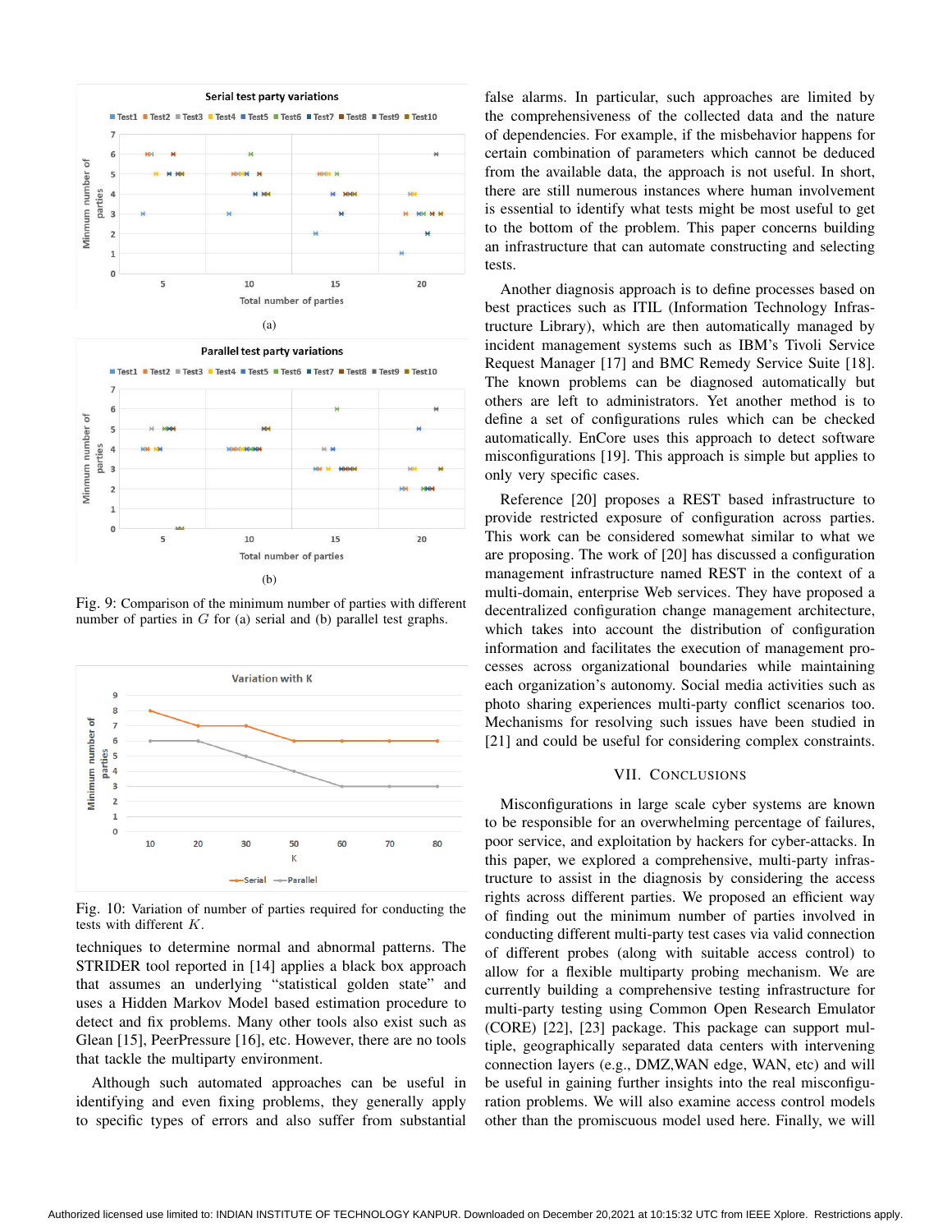Fig. 9: Comparison of the minimum number of parties with different number of parties in $G$ for (a) serial and (b) parallel test graphs.

Fig. 10: Variation of number of parties required for conducting the tests with different $K$.

techniques to determine normal and abnormal patterns. The STRIDER tool reported in [14] applies a black box approach that assumes an underlying "statistical golden state" and uses a Hidden Markov Model based estimation procedure to detect and fix problems. Many other tools also exist such as Glean [15], PeerPressure [16], etc. However, there are no tools that tackle the multiparty environment.

Although such automated approaches can be useful in identifying and even fixing problems, they generally apply to specific types of errors and also suffer from substantial false alarms. In particular, such approaches are limited by the comprehensiveness of the collected data and the nature of dependencies. For example, if the misbehavior happens for certain combination of parameters which cannot be deduced from the available data, the approach is not useful. In short, there are still numerous instances where human involvement is essential to identify what tests might be most useful to get to the bottom of the problem. This paper concerns building an infrastructure that can automate constructing and selecting tests.

Another diagnosis approach is to define processes based on best practices such as ITIL (Information Technology Infrastructure Library), which are then automatically managed by incident management systems such as IBM's Tivoli Service Request Manager [17] and BMC Remedy Service Suite [18]. The known problems can be diagnosed automatically but others are left to administrators. Yet another method is to define a set of configurations rules which can be checked automatically. EnCore uses this approach to detect software misconfigurations [19]. This approach is simple but applies to only very specific cases.

Reference [20] proposes a REST based infrastructure to provide restricted exposure of configuration across parties. This work can be considered somewhat similar to what we are proposing. The work of [20] has discussed a configuration management infrastructure named REST in the context of a multi-domain, enterprise Web services. They have proposed a decentralized configuration change management architecture, which takes into account the distribution of configuration information and facilitates the execution of management processes across organizational boundaries while maintaining each organization's autonomy. Social media activities such as photo sharing experiences multi-party conflict scenarios too. Mechanisms for resolving such issues have been studied in [21] and could be useful for considering complex constraints.

## VII. Conclusions

Misconfigurations in large scale cyber systems are known to be responsible for an overwhelming percentage of failures, poor service, and exploitation by hackers for cyber-attacks. In this paper, we explored a comprehensive, multi-party infrastructure to assist in the diagnosis by considering the access rights across different parties. We proposed an efficient way of finding out the minimum number of parties involved in conducting different multi-party test cases via valid connection of different probes (along with suitable access control) to allow for a flexible multiparty probing mechanism. We are currently building a comprehensive testing infrastructure for multi-party testing using Common Open Research Emulator (CORE) [22], [23] package. This package can support multiple, geographically separated data centers with intervening connection layers (e.g., DMZ,WAN edge, WAN, etc) and will be useful in gaining further insights into the real misconfiguration problems. We will also examine access control models other than the promiscuous model used here. Finally, we will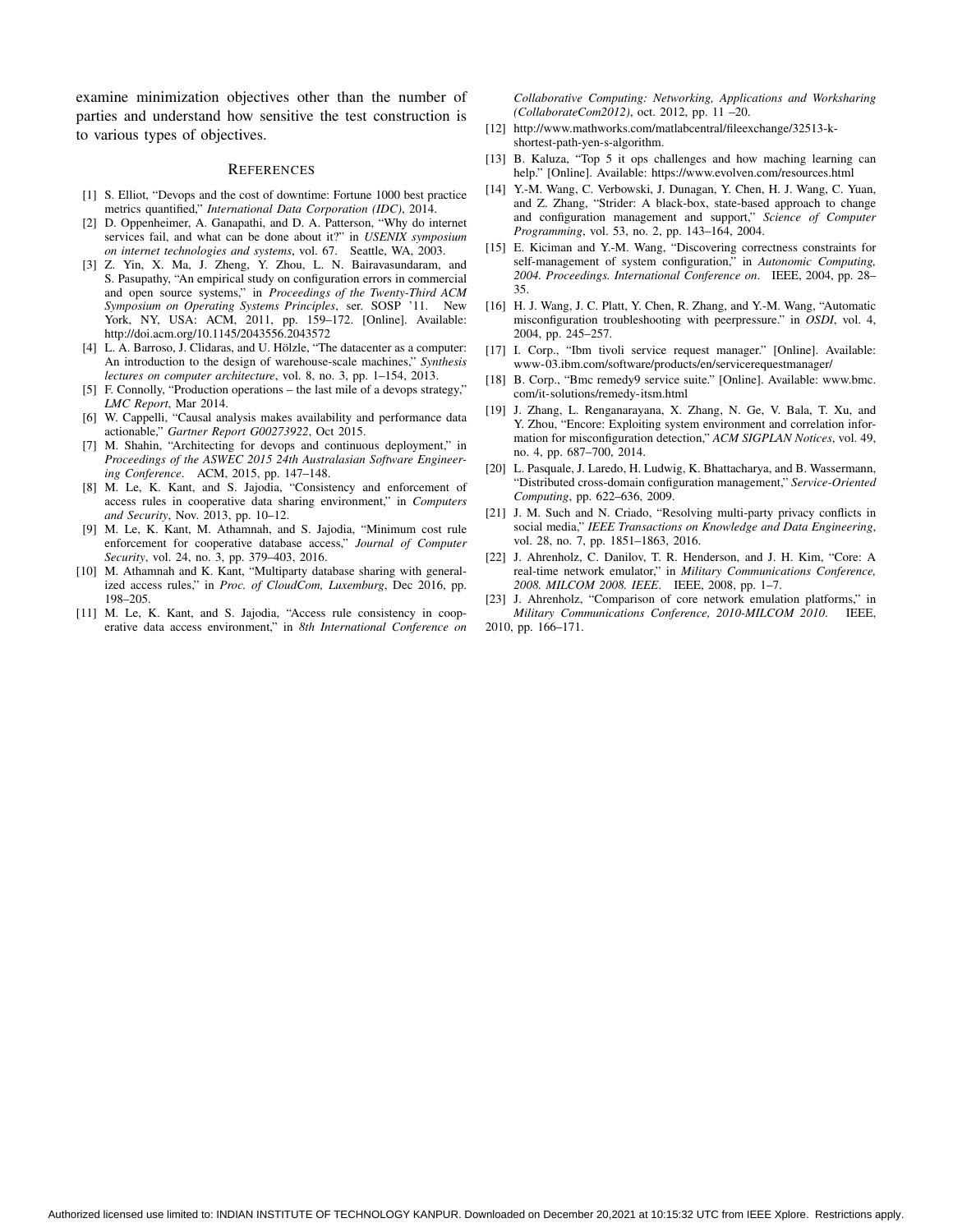examine minimization objectives other than the number of parties and understand how sensitive the test construction is to various types of objectives.

## REFERENCES

[1] S. Elliot, "Devops and the cost of downtime: Fortune 1000 best practice metrics quantified," *International Data Corporation (IDC)*, 2014.

[2] D. Oppenheimer, A. Ganapathi, and D. A. Patterson, "Why do internet services fail, and what can be done about it?" in *USENIX symposium on internet technologies and systems*, vol. 67. Seattle, WA, 2003.

[3] Z. Yin, X. Ma, J. Zheng, Y. Zhou, L. N. Bairavasundaram, and S. Pasupathy, "An empirical study on configuration errors in commercial and open source systems," in *Proceedings of the Twenty-Third ACM Symposium on Operating Systems Principles*, ser. SOSP '11. New York, NY, USA: ACM, 2011, pp. 159–172. [Online]. Available: http://doi.acm.org/10.1145/2043556.2043572

[4] L. A. Barroso, J. Clidaras, and U. Hölzle, "The datacenter as a computer: An introduction to the design of warehouse-scale machines," *Synthesis lectures on computer architecture*, vol. 8, no. 3, pp. 1–154, 2013.

[5] F. Connolly, "Production operations – the last mile of a devops strategy," *LMC Report*, Mar 2014.

[6] W. Cappelli, "Causal analysis makes availability and performance data actionable," *Gartner Report G00273922*, Oct 2015.

[7] M. Shahin, "Architecting for devops and continuous deployment," in *Proceedings of the ASWEC 2015 24th Australasian Software Engineering Conference*. ACM, 2015, pp. 147–148.

[8] M. Le, K. Kant, and S. Jajodia, "Consistency and enforcement of access rules in cooperative data sharing environment," in *Computers and Security*, Nov. 2013, pp. 10–12.

[9] M. Le, K. Kant, M. Athamnah, and S. Jajodia, "Minimum cost rule enforcement for cooperative database access," *Journal of Computer Security*, vol. 24, no. 3, pp. 379–403, 2016.

[10] M. Athamnah and K. Kant, "Multiparty database sharing with generalized access rules," in *Proc. of CloudCom, Luxemburg*, Dec 2016, pp. 198–205.

[11] M. Le, K. Kant, and S. Jajodia, "Access rule consistency in cooperative data access environment," in *8th International Conference on Collaborative Computing: Networking, Applications and Worksharing (CollaborateCom2012)*, oct. 2012, pp. 11 –20.

[12] http://www.mathworks.com/matlabcentral/fileexchange/32513-k-shortest-path-yen-s-algorithm.

[13] B. Kaluza, "Top 5 it ops challenges and how maching learning can help." [Online]. Available: https://www.evolven.com/resources.html

[14] Y.-M. Wang, C. Verbowski, J. Dunagan, Y. Chen, H. J. Wang, C. Yuan, and Z. Zhang, "Strider: A black-box, state-based approach to change and configuration management and support," *Science of Computer Programming*, vol. 53, no. 2, pp. 143–164, 2004.

[15] E. Kiciman and Y.-M. Wang, "Discovering correctness constraints for self-management of system configuration," in *Autonomic Computing, 2004. Proceedings. International Conference on*. IEEE, 2004, pp. 28–35.

[16] H. J. Wang, J. C. Platt, Y. Chen, R. Zhang, and Y.-M. Wang, "Automatic misconfiguration troubleshooting with peerpressure." in *OSDI*, vol. 4, 2004, pp. 245–257.

[17] I. Corp., "Ibm tivoli service request manager." [Online]. Available: www-03.ibm.com/software/products/en/servicerequestmanager/

[18] B. Corp., "Bmc remedy9 service suite." [Online]. Available: www.bmc.com/it-solutions/remedy-itsm.html

[19] J. Zhang, L. Renganarayana, X. Zhang, N. Ge, V. Bala, T. Xu, and Y. Zhou, "Encore: Exploiting system environment and correlation information for misconfiguration detection," *ACM SIGPLAN Notices*, vol. 49, no. 4, pp. 687–700, 2014.

[20] L. Pasquale, J. Laredo, H. Ludwig, K. Bhattacharya, and B. Wassermann, "Distributed cross-domain configuration management," *Service-Oriented Computing*, pp. 622–636, 2009.

[21] J. M. Such and N. Criado, "Resolving multi-party privacy conflicts in social media," *IEEE Transactions on Knowledge and Data Engineering*, vol. 28, no. 7, pp. 1851–1863, 2016.

[22] J. Ahrenholz, C. Danilov, T. R. Henderson, and J. H. Kim, "Core: A real-time network emulator," in *Military Communications Conference, 2008. MILCOM 2008. IEEE*. IEEE, 2008, pp. 1–7.

[23] J. Ahrenholz, "Comparison of core network emulation platforms," in *Military Communications Conference, 2010-MILCOM 2010*. IEEE, 2010, pp. 166–171.